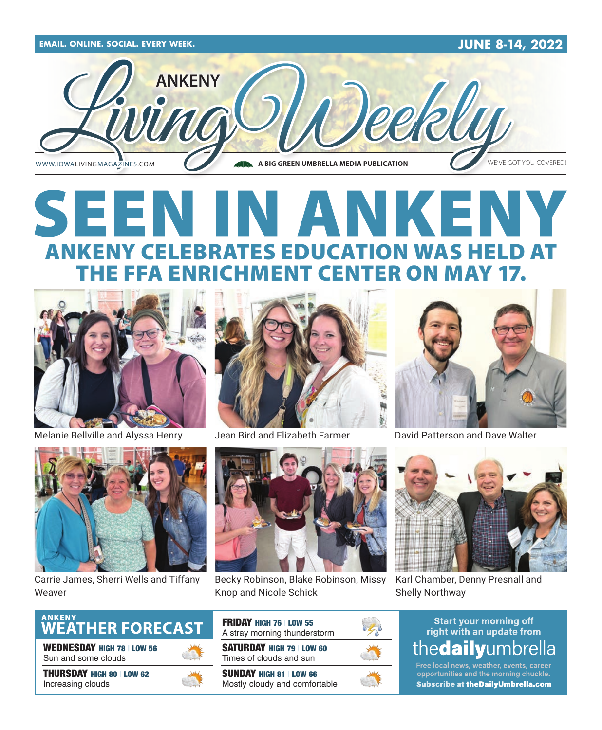EMAIL. ONLINE. SOCIAL. EVERY WEEK.

JUNE 8-14, 2022

# ANKENY Living Weekly

WWW.IOWALIVINGMAGAZINES.COM

A BIG GREEN UMBRELLA MEDIA PUBLICATION

WE'VE GOT YOU COVERED!

# SEEN IN ANKENY

## ANKENY CELEBRATES EDUCATION WAS HELD AT THE FFA ENRICHMENT CENTER ON MAY 17.

Melanie Bellville and Alyssa Henry

Jean Bird and Elizabeth Farmer

David Patterson and Dave Walter

Carrie James, Sherri Wells and Tiffany Weaver

Becky Robinson, Blake Robinson, Missy Knop and Nicole Schick

Karl Chamber, Denny Presnall and Shelly Northway

## ANKENY WEATHER FORECAST

**WEDNESDAY** HIGH 78 | LOW 56
Sun and some clouds

**THURSDAY** HIGH 80 | LOW 62
Increasing clouds

**FRIDAY** HIGH 76 | LOW 55
A stray morning thunderstorm

**SATURDAY** HIGH 79 | LOW 60
Times of clouds and sun

**SUNDAY** HIGH 81 | LOW 66
Mostly cloudy and comfortable

Start your morning off right with an update from **thedailyumbrella**

Free local news, weather, events, career opportunities and the morning chuckle.

**Subscribe at theDailyUmbrella.com**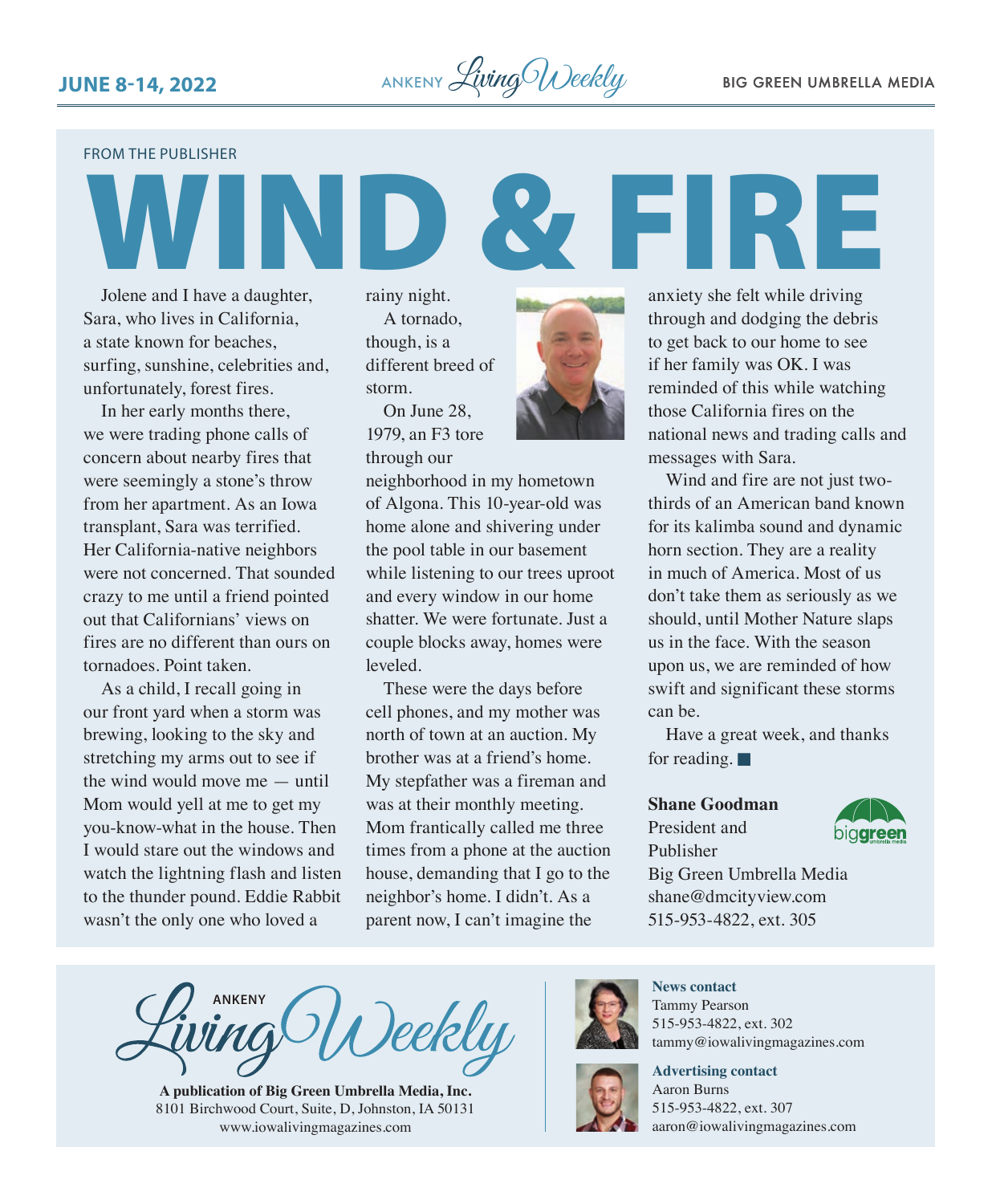FROM THE PUBLISHER

# WIND & FIRE

Jolene and I have a daughter, Sara, who lives in California, a state known for beaches, surfing, sunshine, celebrities and, unfortunately, forest fires.

In her early months there, we were trading phone calls of concern about nearby fires that were seemingly a stone's throw from her apartment. As an Iowa transplant, Sara was terrified. Her California-native neighbors were not concerned. That sounded crazy to me until a friend pointed out that Californians' views on fires are no different than ours on tornadoes. Point taken.

As a child, I recall going in our front yard when a storm was brewing, looking to the sky and stretching my arms out to see if the wind would move me — until Mom would yell at me to get my you-know-what in the house. Then I would stare out the windows and watch the lightning flash and listen to the thunder pound. Eddie Rabbit wasn't the only one who loved a rainy night.

A tornado, though, is a different breed of storm.

On June 28, 1979, an F3 tore through our neighborhood in my hometown of Algona. This 10-year-old was home alone and shivering under the pool table in our basement while listening to our trees uproot and every window in our home shatter. We were fortunate. Just a couple blocks away, homes were leveled.

These were the days before cell phones, and my mother was north of town at an auction. My brother was at a friend's home. My stepfather was a fireman and was at their monthly meeting. Mom frantically called me three times from a phone at the auction house, demanding that I go to the neighbor's home. I didn't. As a parent now, I can't imagine the anxiety she felt while driving through and dodging the debris to get back to our home to see if her family was OK. I was reminded of this while watching those California fires on the national news and trading calls and messages with Sara.

Wind and fire are not just two-thirds of an American band known for its kalimba sound and dynamic horn section. They are a reality in much of America. Most of us don't take them as seriously as we should, until Mother Nature slaps us in the face. With the season upon us, we are reminded of how swift and significant these storms can be.

Have a great week, and thanks for reading. ■

**Shane Goodman**
President and Publisher
Big Green Umbrella Media
shane@dmcityview.com
515-953-4822, ext. 305

ANKENY Living Weekly

**A publication of Big Green Umbrella Media, Inc.**
8101 Birchwood Court, Suite, D, Johnston, IA 50131
www.iowalivingmagazines.com

**News contact**
Tammy Pearson
515-953-4822, ext. 302
tammy@iowalivingmagazines.com

**Advertising contact**
Aaron Burns
515-953-4822, ext. 307
aaron@iowalivingmagazines.com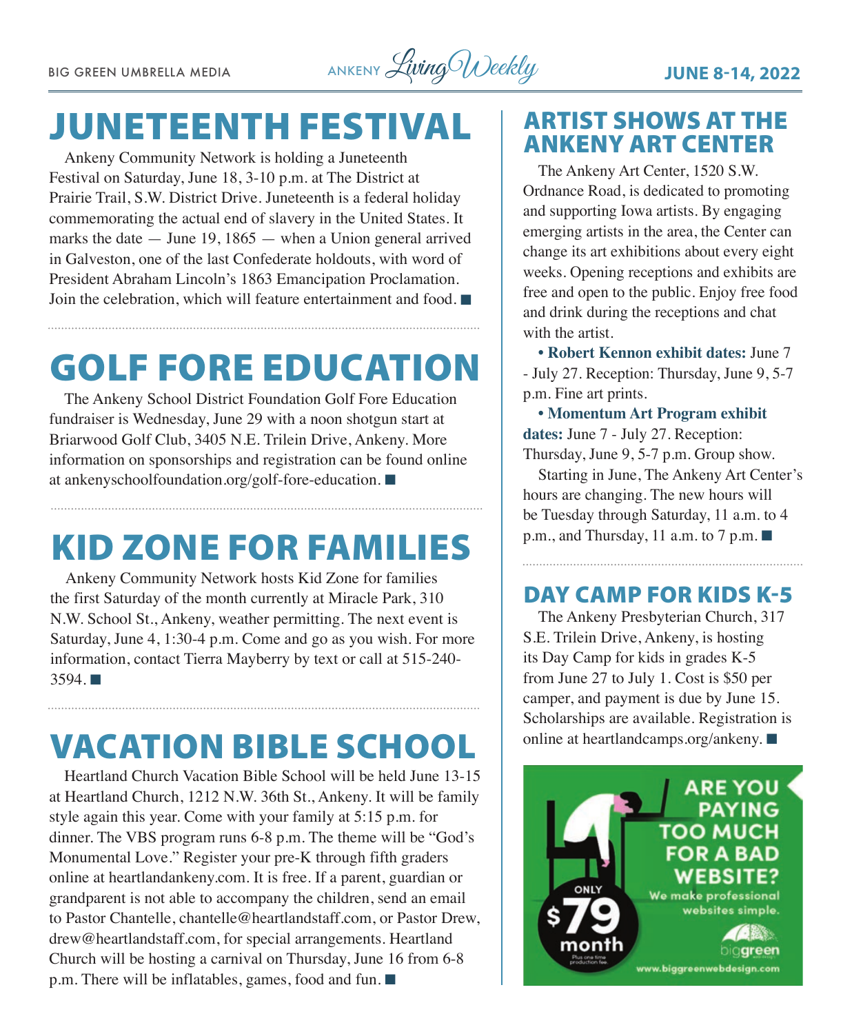# JUNETEENTH FESTIVAL

Ankeny Community Network is holding a Juneteenth Festival on Saturday, June 18, 3-10 p.m. at The District at Prairie Trail, S.W. District Drive. Juneteenth is a federal holiday commemorating the actual end of slavery in the United States. It marks the date — June 19, 1865 — when a Union general arrived in Galveston, one of the last Confederate holdouts, with word of President Abraham Lincoln's 1863 Emancipation Proclamation. Join the celebration, which will feature entertainment and food. ■

# GOLF FORE EDUCATION

The Ankeny School District Foundation Golf Fore Education fundraiser is Wednesday, June 29 with a noon shotgun start at Briarwood Golf Club, 3405 N.E. Trilein Drive, Ankeny. More information on sponsorships and registration can be found online at ankenyschoolfoundation.org/golf-fore-education. ■

# KID ZONE FOR FAMILIES

Ankeny Community Network hosts Kid Zone for families the first Saturday of the month currently at Miracle Park, 310 N.W. School St., Ankeny, weather permitting. The next event is Saturday, June 4, 1:30-4 p.m. Come and go as you wish. For more information, contact Tierra Mayberry by text or call at 515-240-3594. ■

# VACATION BIBLE SCHOOL

Heartland Church Vacation Bible School will be held June 13-15 at Heartland Church, 1212 N.W. 36th St., Ankeny. It will be family style again this year. Come with your family at 5:15 p.m. for dinner. The VBS program runs 6-8 p.m. The theme will be "God's Monumental Love." Register your pre-K through fifth graders online at heartlandankeny.com. It is free. If a parent, guardian or grandparent is not able to accompany the children, send an email to Pastor Chantelle, chantelle@heartlandstaff.com, or Pastor Drew, drew@heartlandstaff.com, for special arrangements. Heartland Church will be hosting a carnival on Thursday, June 16 from 6-8 p.m. There will be inflatables, games, food and fun. ■

# ARTIST SHOWS AT THE ANKENY ART CENTER

The Ankeny Art Center, 1520 S.W. Ordnance Road, is dedicated to promoting and supporting Iowa artists. By engaging emerging artists in the area, the Center can change its art exhibitions about every eight weeks. Opening receptions and exhibits are free and open to the public. Enjoy free food and drink during the receptions and chat with the artist.

- **Robert Kennon exhibit dates:** June 7 - July 27. Reception: Thursday, June 9, 5-7 p.m. Fine art prints.
- **Momentum Art Program exhibit dates:** June 7 - July 27. Reception: Thursday, June 9, 5-7 p.m. Group show.

Starting in June, The Ankeny Art Center's hours are changing. The new hours will be Tuesday through Saturday, 11 a.m. to 4 p.m., and Thursday, 11 a.m. to 7 p.m. ■

# DAY CAMP FOR KIDS K-5

The Ankeny Presbyterian Church, 317 S.E. Trilein Drive, Ankeny, is hosting its Day Camp for kids in grades K-5 from June 27 to July 1. Cost is $50 per camper, and payment is due by June 15. Scholarships are available. Registration is online at heartlandcamps.org/ankeny. ■

ARE YOU PAYING TOO MUCH FOR A BAD WEBSITE?

We make professional websites simple.

ONLY $79 month

Plus one time production fee.

biggreen

www.biggreenwebdesign.com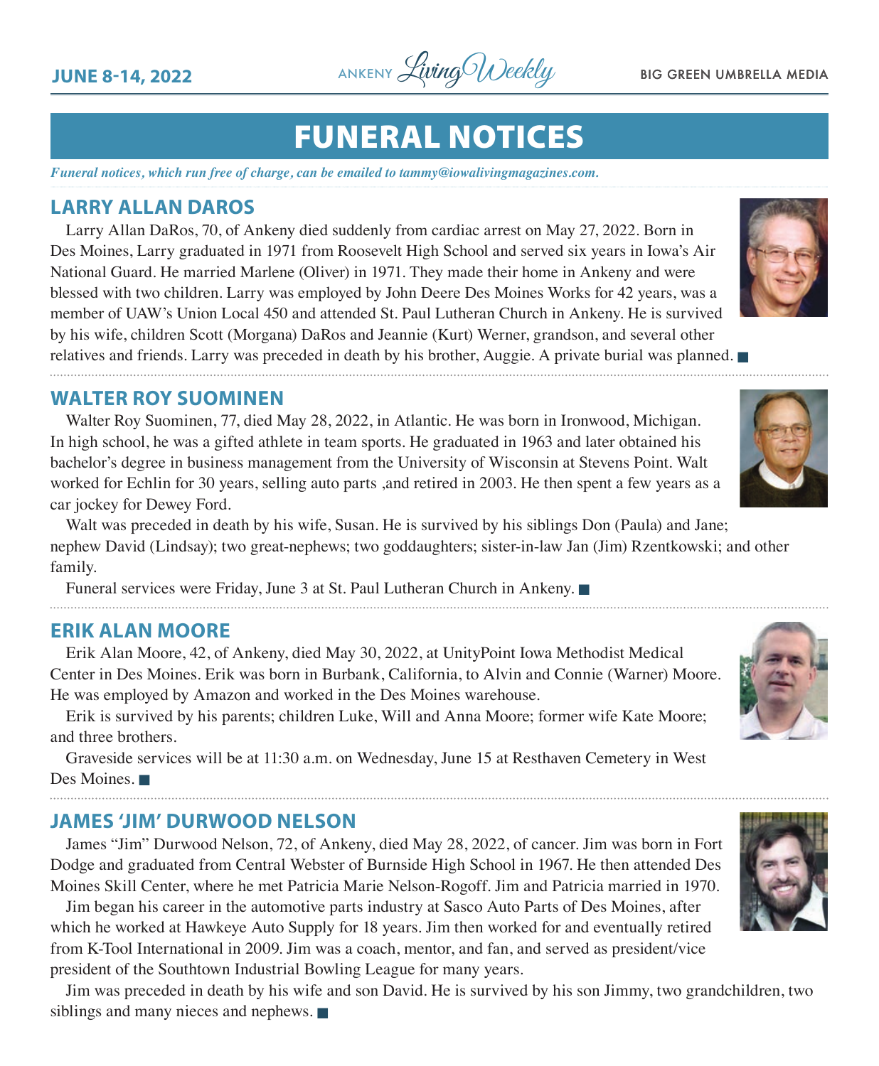# FUNERAL NOTICES

*Funeral notices, which run free of charge, can be emailed to tammy@iowalivingmagazines.com.*

## LARRY ALLAN DAROS

Larry Allan DaRos, 70, of Ankeny died suddenly from cardiac arrest on May 27, 2022. Born in Des Moines, Larry graduated in 1971 from Roosevelt High School and served six years in Iowa's Air National Guard. He married Marlene (Oliver) in 1971. They made their home in Ankeny and were blessed with two children. Larry was employed by John Deere Des Moines Works for 42 years, was a member of UAW's Union Local 450 and attended St. Paul Lutheran Church in Ankeny. He is survived by his wife, children Scott (Morgana) DaRos and Jeannie (Kurt) Werner, grandson, and several other relatives and friends. Larry was preceded in death by his brother, Auggie. A private burial was planned. ■

## WALTER ROY SUOMINEN

Walter Roy Suominen, 77, died May 28, 2022, in Atlantic. He was born in Ironwood, Michigan. In high school, he was a gifted athlete in team sports. He graduated in 1963 and later obtained his bachelor's degree in business management from the University of Wisconsin at Stevens Point. Walt worked for Echlin for 30 years, selling auto parts ,and retired in 2003. He then spent a few years as a car jockey for Dewey Ford.

Walt was preceded in death by his wife, Susan. He is survived by his siblings Don (Paula) and Jane; nephew David (Lindsay); two great-nephews; two goddaughters; sister-in-law Jan (Jim) Rzentkowski; and other family.

Funeral services were Friday, June 3 at St. Paul Lutheran Church in Ankeny. ■

## ERIK ALAN MOORE

Erik Alan Moore, 42, of Ankeny, died May 30, 2022, at UnityPoint Iowa Methodist Medical Center in Des Moines. Erik was born in Burbank, California, to Alvin and Connie (Warner) Moore. He was employed by Amazon and worked in the Des Moines warehouse.

Erik is survived by his parents; children Luke, Will and Anna Moore; former wife Kate Moore; and three brothers.

Graveside services will be at 11:30 a.m. on Wednesday, June 15 at Resthaven Cemetery in West Des Moines. ■

## JAMES 'JIM' DURWOOD NELSON

James "Jim" Durwood Nelson, 72, of Ankeny, died May 28, 2022, of cancer. Jim was born in Fort Dodge and graduated from Central Webster of Burnside High School in 1967. He then attended Des Moines Skill Center, where he met Patricia Marie Nelson-Rogoff. Jim and Patricia married in 1970.

Jim began his career in the automotive parts industry at Sasco Auto Parts of Des Moines, after which he worked at Hawkeye Auto Supply for 18 years. Jim then worked for and eventually retired from K-Tool International in 2009. Jim was a coach, mentor, and fan, and served as president/vice president of the Southtown Industrial Bowling League for many years.

Jim was preceded in death by his wife and son David. He is survived by his son Jimmy, two grandchildren, two siblings and many nieces and nephews. ■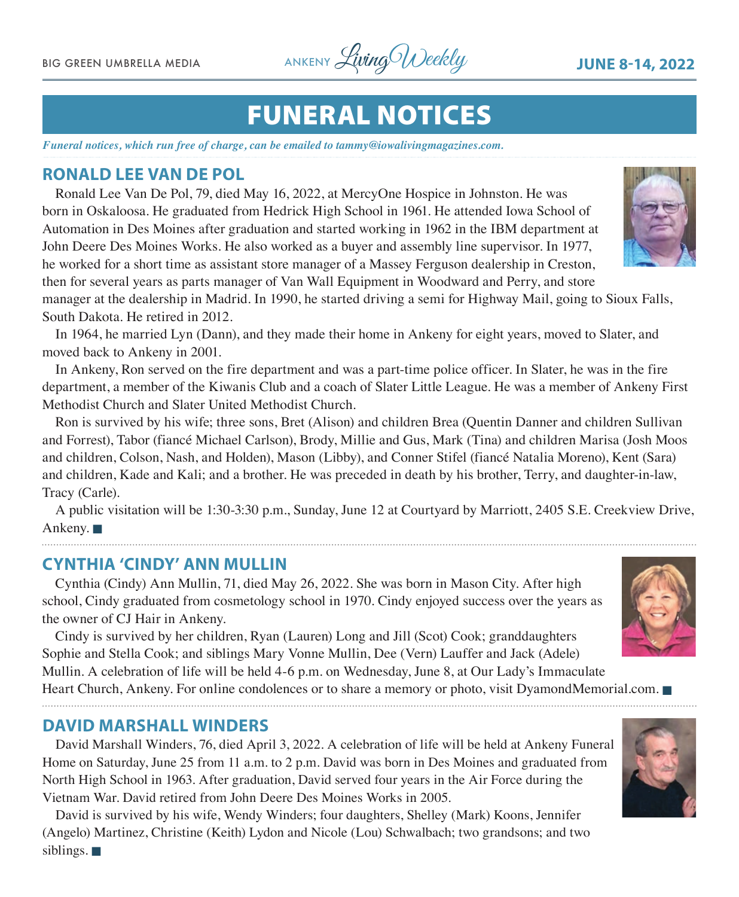# FUNERAL NOTICES

*Funeral notices, which run free of charge, can be emailed to tammy@iowalivingmagazines.com.*

## RONALD LEE VAN DE POL

Ronald Lee Van De Pol, 79, died May 16, 2022, at MercyOne Hospice in Johnston. He was born in Oskaloosa. He graduated from Hedrick High School in 1961. He attended Iowa School of Automation in Des Moines after graduation and started working in 1962 in the IBM department at John Deere Des Moines Works. He also worked as a buyer and assembly line supervisor. In 1977, he worked for a short time as assistant store manager of a Massey Ferguson dealership in Creston, then for several years as parts manager of Van Wall Equipment in Woodward and Perry, and store manager at the dealership in Madrid. In 1990, he started driving a semi for Highway Mail, going to Sioux Falls, South Dakota. He retired in 2012.

In 1964, he married Lyn (Dann), and they made their home in Ankeny for eight years, moved to Slater, and moved back to Ankeny in 2001.

In Ankeny, Ron served on the fire department and was a part-time police officer. In Slater, he was in the fire department, a member of the Kiwanis Club and a coach of Slater Little League. He was a member of Ankeny First Methodist Church and Slater United Methodist Church.

Ron is survived by his wife; three sons, Bret (Alison) and children Brea (Quentin Danner and children Sullivan and Forrest), Tabor (fiancé Michael Carlson), Brody, Millie and Gus, Mark (Tina) and children Marisa (Josh Moos and children, Colson, Nash, and Holden), Mason (Libby), and Conner Stifel (fiancé Natalia Moreno), Kent (Sara) and children, Kade and Kali; and a brother. He was preceded in death by his brother, Terry, and daughter-in-law, Tracy (Carle).

A public visitation will be 1:30-3:30 p.m., Sunday, June 12 at Courtyard by Marriott, 2405 S.E. Creekview Drive, Ankeny. ■

## CYNTHIA 'CINDY' ANN MULLIN

Cynthia (Cindy) Ann Mullin, 71, died May 26, 2022. She was born in Mason City. After high school, Cindy graduated from cosmetology school in 1970. Cindy enjoyed success over the years as the owner of CJ Hair in Ankeny.

Cindy is survived by her children, Ryan (Lauren) Long and Jill (Scot) Cook; granddaughters Sophie and Stella Cook; and siblings Mary Vonne Mullin, Dee (Vern) Lauffer and Jack (Adele) Mullin. A celebration of life will be held 4-6 p.m. on Wednesday, June 8, at Our Lady's Immaculate Heart Church, Ankeny. For online condolences or to share a memory or photo, visit DyamondMemorial.com. ■

## DAVID MARSHALL WINDERS

David Marshall Winders, 76, died April 3, 2022. A celebration of life will be held at Ankeny Funeral Home on Saturday, June 25 from 11 a.m. to 2 p.m. David was born in Des Moines and graduated from North High School in 1963. After graduation, David served four years in the Air Force during the Vietnam War. David retired from John Deere Des Moines Works in 2005.

David is survived by his wife, Wendy Winders; four daughters, Shelley (Mark) Koons, Jennifer (Angelo) Martinez, Christine (Keith) Lydon and Nicole (Lou) Schwalbach; two grandsons; and two siblings. ■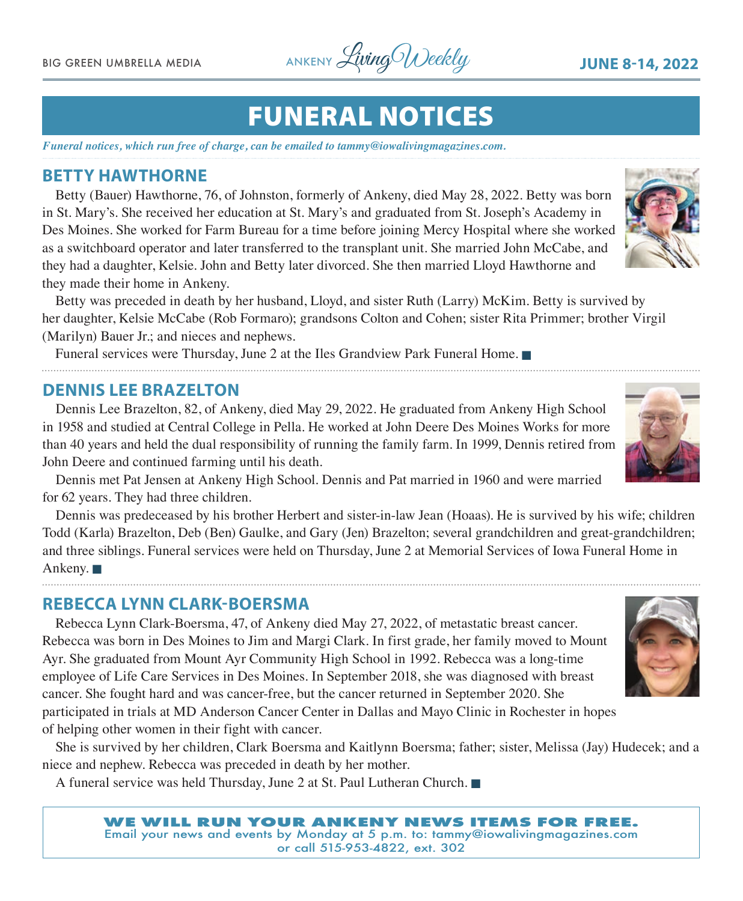# FUNERAL NOTICES

*Funeral notices, which run free of charge, can be emailed to tammy@iowalivingmagazines.com.*

## BETTY HAWTHORNE

Betty (Bauer) Hawthorne, 76, of Johnston, formerly of Ankeny, died May 28, 2022. Betty was born in St. Mary's. She received her education at St. Mary's and graduated from St. Joseph's Academy in Des Moines. She worked for Farm Bureau for a time before joining Mercy Hospital where she worked as a switchboard operator and later transferred to the transplant unit. She married John McCabe, and they had a daughter, Kelsie. John and Betty later divorced. She then married Lloyd Hawthorne and they made their home in Ankeny.

Betty was preceded in death by her husband, Lloyd, and sister Ruth (Larry) McKim. Betty is survived by her daughter, Kelsie McCabe (Rob Formaro); grandsons Colton and Cohen; sister Rita Primmer; brother Virgil (Marilyn) Bauer Jr.; and nieces and nephews.

Funeral services were Thursday, June 2 at the Iles Grandview Park Funeral Home. ■

## DENNIS LEE BRAZELTON

Dennis Lee Brazelton, 82, of Ankeny, died May 29, 2022. He graduated from Ankeny High School in 1958 and studied at Central College in Pella. He worked at John Deere Des Moines Works for more than 40 years and held the dual responsibility of running the family farm. In 1999, Dennis retired from John Deere and continued farming until his death.

Dennis met Pat Jensen at Ankeny High School. Dennis and Pat married in 1960 and were married for 62 years. They had three children.

Dennis was predeceased by his brother Herbert and sister-in-law Jean (Hoaas). He is survived by his wife; children Todd (Karla) Brazelton, Deb (Ben) Gaulke, and Gary (Jen) Brazelton; several grandchildren and great-grandchildren; and three siblings. Funeral services were held on Thursday, June 2 at Memorial Services of Iowa Funeral Home in Ankeny. ■

## REBECCA LYNN CLARK-BOERSMA

Rebecca Lynn Clark-Boersma, 47, of Ankeny died May 27, 2022, of metastatic breast cancer. Rebecca was born in Des Moines to Jim and Margi Clark. In first grade, her family moved to Mount Ayr. She graduated from Mount Ayr Community High School in 1992. Rebecca was a long-time employee of Life Care Services in Des Moines. In September 2018, she was diagnosed with breast cancer. She fought hard and was cancer-free, but the cancer returned in September 2020. She participated in trials at MD Anderson Cancer Center in Dallas and Mayo Clinic in Rochester in hopes of helping other women in their fight with cancer.

She is survived by her children, Clark Boersma and Kaitlynn Boersma; father; sister, Melissa (Jay) Hudecek; and a niece and nephew. Rebecca was preceded in death by her mother.

A funeral service was held Thursday, June 2 at St. Paul Lutheran Church. ■

**WE WILL RUN YOUR ANKENY NEWS ITEMS FOR FREE.**
Email your news and events by Monday at 5 p.m. to: tammy@iowalivingmagazines.com
or call 515-953-4822, ext. 302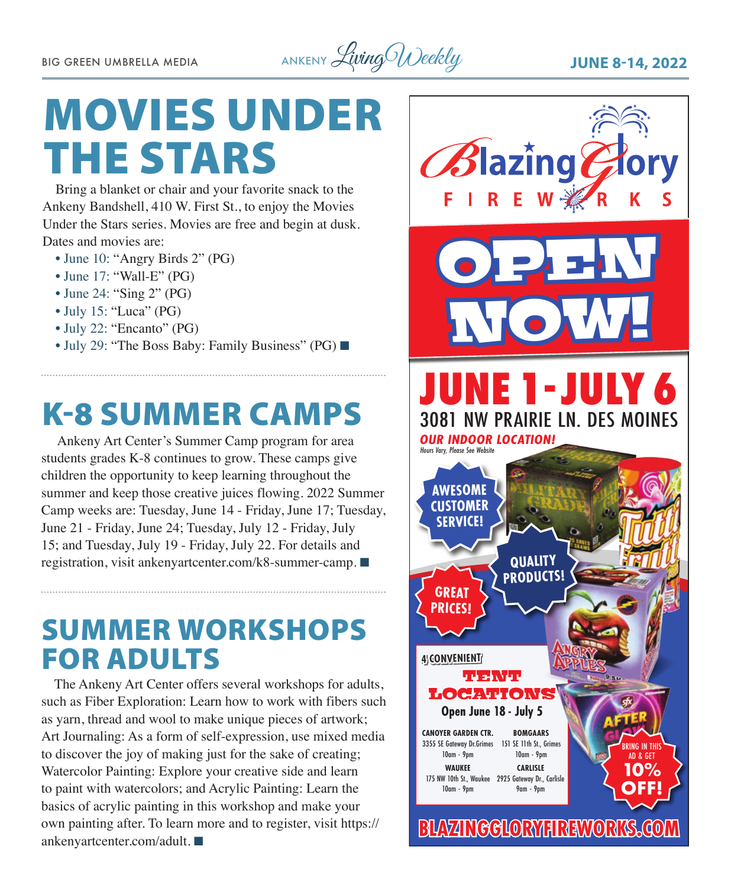# MOVIES UNDER THE STARS

Bring a blanket or chair and your favorite snack to the Ankeny Bandshell, 410 W. First St., to enjoy the Movies Under the Stars series. Movies are free and begin at dusk. Dates and movies are:

- June 10: "Angry Birds 2" (PG)
- June 17: "Wall-E" (PG)
- June 24: "Sing 2" (PG)
- July 15: "Luca" (PG)
- July 22: "Encanto" (PG)
- July 29: "The Boss Baby: Family Business" (PG) ■

# K-8 SUMMER CAMPS

Ankeny Art Center's Summer Camp program for area students grades K-8 continues to grow. These camps give children the opportunity to keep learning throughout the summer and keep those creative juices flowing. 2022 Summer Camp weeks are: Tuesday, June 14 - Friday, June 17; Tuesday, June 21 - Friday, June 24; Tuesday, July 12 - Friday, July 15; and Tuesday, July 19 - Friday, July 22. For details and registration, visit ankenyartcenter.com/k8-summer-camp. ■

# SUMMER WORKSHOPS FOR ADULTS

The Ankeny Art Center offers several workshops for adults, such as Fiber Exploration: Learn how to work with fibers such as yarn, thread and wool to make unique pieces of artwork; Art Journaling: As a form of self-expression, use mixed media to discover the joy of making just for the sake of creating; Watercolor Painting: Explore your creative side and learn to paint with watercolors; and Acrylic Painting: Learn the basics of acrylic painting in this workshop and make your own painting after. To learn more and to register, visit https://ankenyartcenter.com/adult. ■

---

**Blazing Glory FIREWORKS**

# OPEN NOW!

## JUNE 1 - JULY 6

3081 NW PRAIRIE LN. DES MOINES

***OUR INDOOR LOCATION!***
*Hours Vary, Please See Website*

AWESOME CUSTOMER SERVICE!

QUALITY PRODUCTS!

GREAT PRICES!

4 CONVENIENT **TENT LOCATIONS**

**Open June 18 - July 5**

**CANOYER GARDEN CTR.**
3355 SE Gateway Dr. Grimes
10am - 9pm

**BOMGAARS**
151 SE 11th St., Grimes
10am - 9pm

**WAUKEE**
175 NW 10th St., Waukee
10am - 9pm

**CARLISLE**
2925 Gateway Dr., Carlisle
9am - 9pm

BRING IN THIS AD & GET **10% OFF!**

**BLAZINGGLORYFIREWORKS.COM**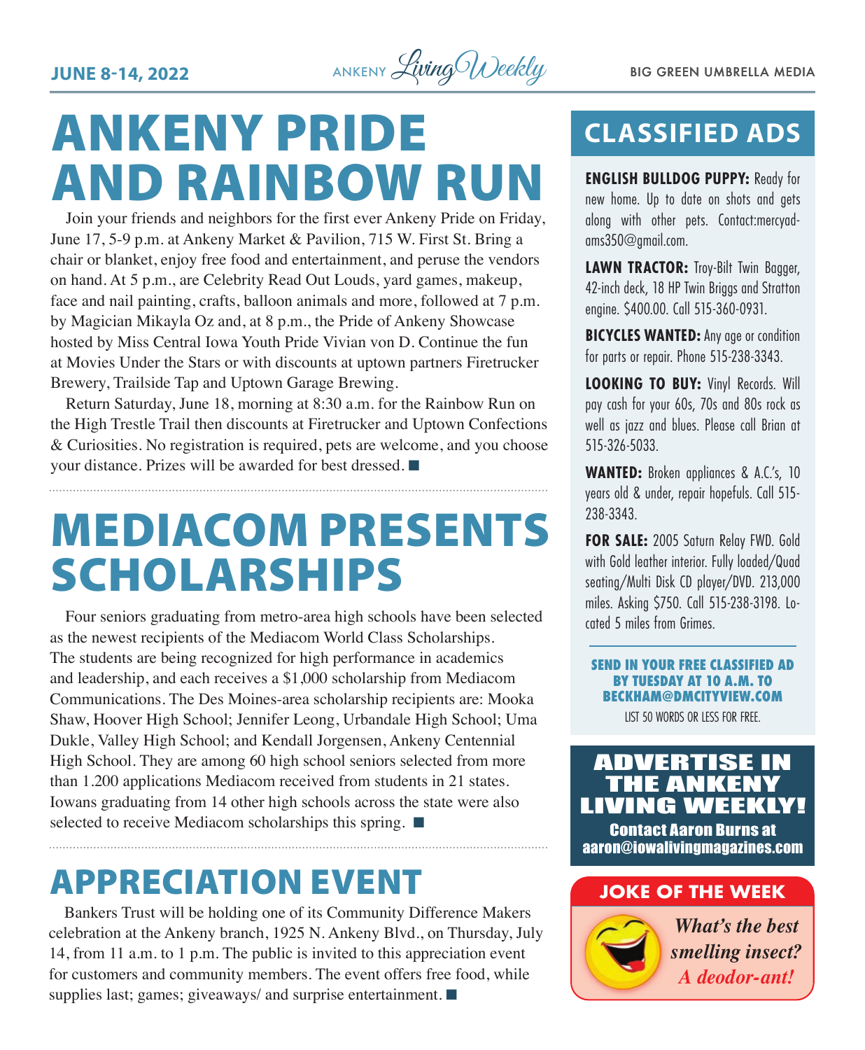# ANKENY PRIDE AND RAINBOW RUN

Join your friends and neighbors for the first ever Ankeny Pride on Friday, June 17, 5-9 p.m. at Ankeny Market & Pavilion, 715 W. First St. Bring a chair or blanket, enjoy free food and entertainment, and peruse the vendors on hand. At 5 p.m., are Celebrity Read Out Louds, yard games, makeup, face and nail painting, crafts, balloon animals and more, followed at 7 p.m. by Magician Mikayla Oz and, at 8 p.m., the Pride of Ankeny Showcase hosted by Miss Central Iowa Youth Pride Vivian von D. Continue the fun at Movies Under the Stars or with discounts at uptown partners Firetrucker Brewery, Trailside Tap and Uptown Garage Brewing.

Return Saturday, June 18, morning at 8:30 a.m. for the Rainbow Run on the High Trestle Trail then discounts at Firetrucker and Uptown Confections & Curiosities. No registration is required, pets are welcome, and you choose your distance. Prizes will be awarded for best dressed. ■

# MEDIACOM PRESENTS SCHOLARSHIPS

Four seniors graduating from metro-area high schools have been selected as the newest recipients of the Mediacom World Class Scholarships. The students are being recognized for high performance in academics and leadership, and each receives a $1,000 scholarship from Mediacom Communications. The Des Moines-area scholarship recipients are: Mooka Shaw, Hoover High School; Jennifer Leong, Urbandale High School; Uma Dukle, Valley High School; and Kendall Jorgensen, Ankeny Centennial High School. They are among 60 high school seniors selected from more than 1.200 applications Mediacom received from students in 21 states. Iowans graduating from 14 other high schools across the state were also selected to receive Mediacom scholarships this spring. ■

# APPRECIATION EVENT

Bankers Trust will be holding one of its Community Difference Makers celebration at the Ankeny branch, 1925 N. Ankeny Blvd., on Thursday, July 14, from 11 a.m. to 1 p.m. The public is invited to this appreciation event for customers and community members. The event offers free food, while supplies last; games; giveaways/ and surprise entertainment. ■

## CLASSIFIED ADS

**ENGLISH BULLDOG PUPPY:** Ready for new home. Up to date on shots and gets along with other pets. Contact:mercyadams350@gmail.com.

**LAWN TRACTOR:** Troy-Bilt Twin Bagger, 42-inch deck, 18 HP Twin Briggs and Stratton engine. $400.00. Call 515-360-0931.

**BICYCLES WANTED:** Any age or condition for parts or repair. Phone 515-238-3343.

**LOOKING TO BUY:** Vinyl Records. Will pay cash for your 60s, 70s and 80s rock as well as jazz and blues. Please call Brian at 515-326-5033.

**WANTED:** Broken appliances & A.C.'s, 10 years old & under, repair hopefuls. Call 515-238-3343.

**FOR SALE:** 2005 Saturn Relay FWD. Gold with Gold leather interior. Fully loaded/Quad seating/Multi Disk CD player/DVD. 213,000 miles. Asking $750. Call 515-238-3198. Located 5 miles from Grimes.

**SEND IN YOUR FREE CLASSIFIED AD BY TUESDAY AT 10 A.M. TO BECKHAM@DMCITYVIEW.COM**

LIST 50 WORDS OR LESS FOR FREE.

**ADVERTISE IN THE ANKENY LIVING WEEKLY!**

**Contact Aaron Burns at aaron@iowalivingmagazines.com**

## JOKE OF THE WEEK

***What's the best smelling insect?***

***A deodor-ant!***